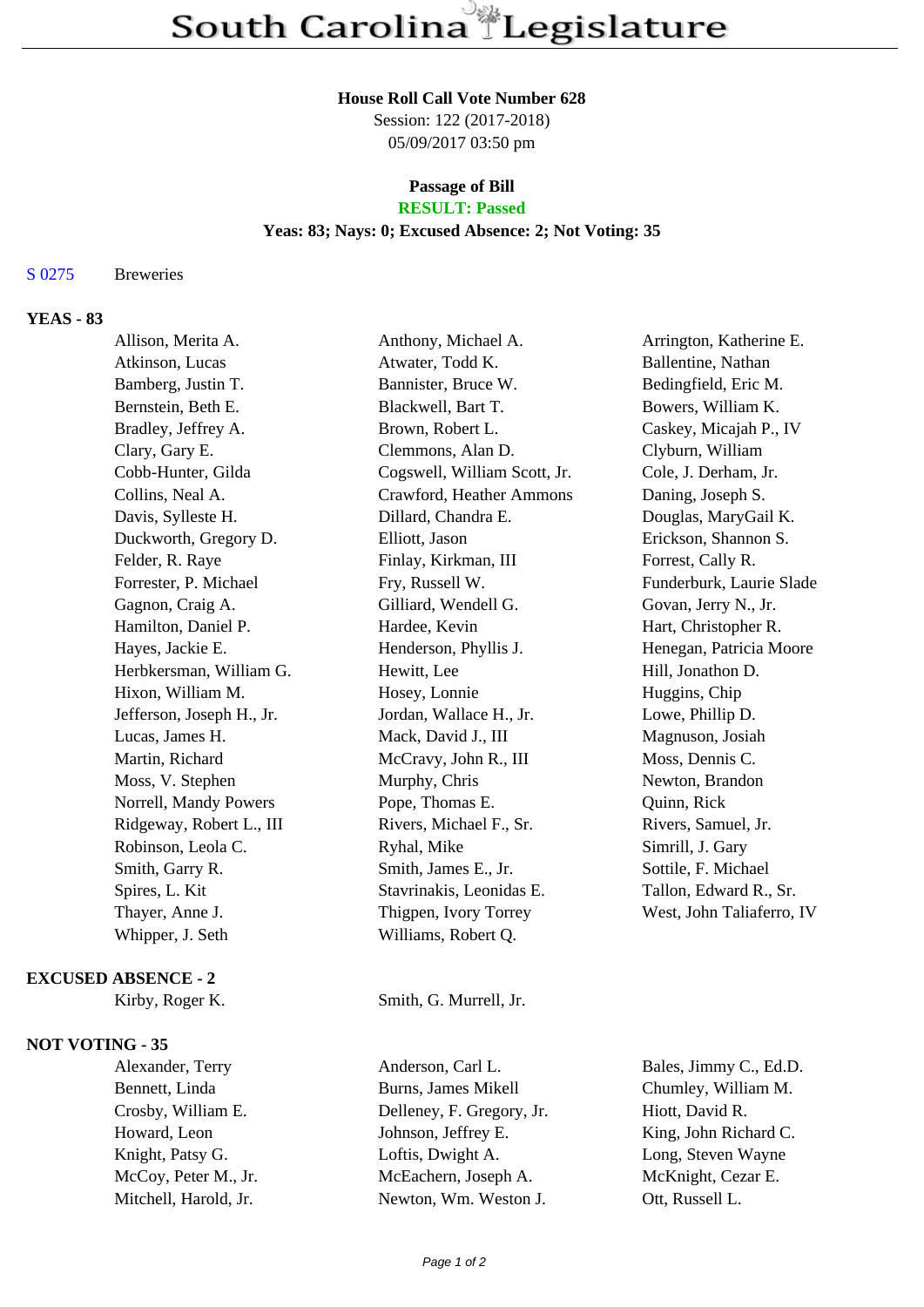# South Carolina Legislature

**House Roll Call Vote Number 628**
Session: 122 (2017-2018)
05/09/2017 03:50 pm

**Passage of Bill**
**RESULT: Passed**
**Yeas: 83; Nays: 0; Excused Absence: 2; Not Voting: 35**

S 0275 Breweries

## YEAS - 83

| | | |
|---|---|---|
| Allison, Merita A. | Anthony, Michael A. | Arrington, Katherine E. |
| Atkinson, Lucas | Atwater, Todd K. | Ballentine, Nathan |
| Bamberg, Justin T. | Bannister, Bruce W. | Bedingfield, Eric M. |
| Bernstein, Beth E. | Blackwell, Bart T. | Bowers, William K. |
| Bradley, Jeffrey A. | Brown, Robert L. | Caskey, Micajah P., IV |
| Clary, Gary E. | Clemmons, Alan D. | Clyburn, William |
| Cobb-Hunter, Gilda | Cogswell, William Scott, Jr. | Cole, J. Derham, Jr. |
| Collins, Neal A. | Crawford, Heather Ammons | Daning, Joseph S. |
| Davis, Sylleste H. | Dillard, Chandra E. | Douglas, MaryGail K. |
| Duckworth, Gregory D. | Elliott, Jason | Erickson, Shannon S. |
| Felder, R. Raye | Finlay, Kirkman, III | Forrest, Cally R. |
| Forrester, P. Michael | Fry, Russell W. | Funderburk, Laurie Slade |
| Gagnon, Craig A. | Gilliard, Wendell G. | Govan, Jerry N., Jr. |
| Hamilton, Daniel P. | Hardee, Kevin | Hart, Christopher R. |
| Hayes, Jackie E. | Henderson, Phyllis J. | Henegan, Patricia Moore |
| Herbkersman, William G. | Hewitt, Lee | Hill, Jonathon D. |
| Hixon, William M. | Hosey, Lonnie | Huggins, Chip |
| Jefferson, Joseph H., Jr. | Jordan, Wallace H., Jr. | Lowe, Phillip D. |
| Lucas, James H. | Mack, David J., III | Magnuson, Josiah |
| Martin, Richard | McCravy, John R., III | Moss, Dennis C. |
| Moss, V. Stephen | Murphy, Chris | Newton, Brandon |
| Norrell, Mandy Powers | Pope, Thomas E. | Quinn, Rick |
| Ridgeway, Robert L., III | Rivers, Michael F., Sr. | Rivers, Samuel, Jr. |
| Robinson, Leola C. | Ryhal, Mike | Simrill, J. Gary |
| Smith, Garry R. | Smith, James E., Jr. | Sottile, F. Michael |
| Spires, L. Kit | Stavrinakis, Leonidas E. | Tallon, Edward R., Sr. |
| Thayer, Anne J. | Thigpen, Ivory Torrey | West, John Taliaferro, IV |
| Whipper, J. Seth | Williams, Robert Q. | |

## EXCUSED ABSENCE - 2

| | |
|---|---|
| Kirby, Roger K. | Smith, G. Murrell, Jr. |

## NOT VOTING - 35

| | | |
|---|---|---|
| Alexander, Terry | Anderson, Carl L. | Bales, Jimmy C., Ed.D. |
| Bennett, Linda | Burns, James Mikell | Chumley, William M. |
| Crosby, William E. | Delleney, F. Gregory, Jr. | Hiott, David R. |
| Howard, Leon | Johnson, Jeffrey E. | King, John Richard C. |
| Knight, Patsy G. | Loftis, Dwight A. | Long, Steven Wayne |
| McCoy, Peter M., Jr. | McEachern, Joseph A. | McKnight, Cezar E. |
| Mitchell, Harold, Jr. | Newton, Wm. Weston J. | Ott, Russell L. |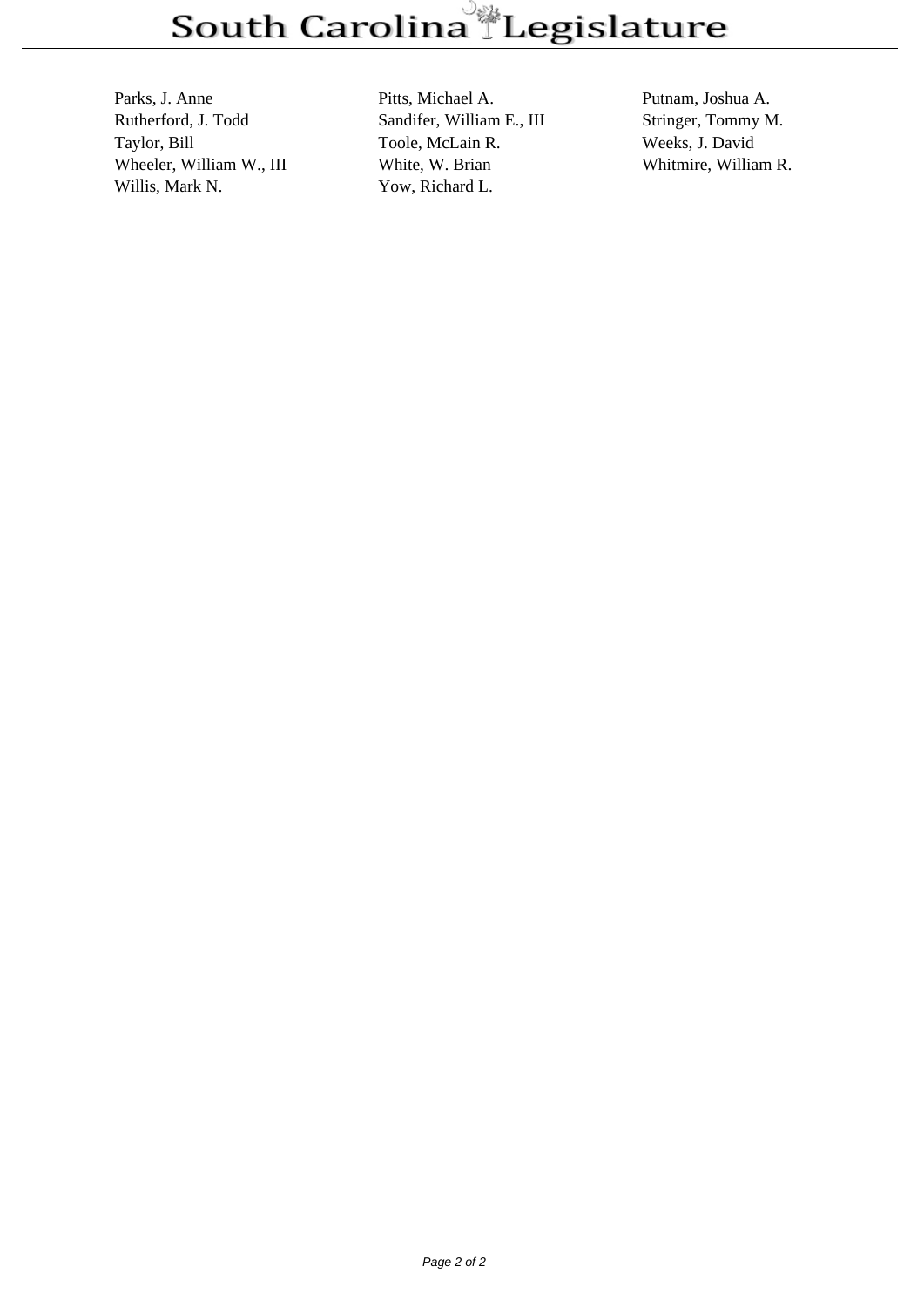Parks, J. Anne
Pitts, Michael A.
Putnam, Joshua A.
Rutherford, J. Todd
Sandifer, William E., III
Stringer, Tommy M.
Taylor, Bill
Toole, McLain R.
Weeks, J. David
Wheeler, William W., III
White, W. Brian
Whitmire, William R.
Willis, Mark N.
Yow, Richard L.